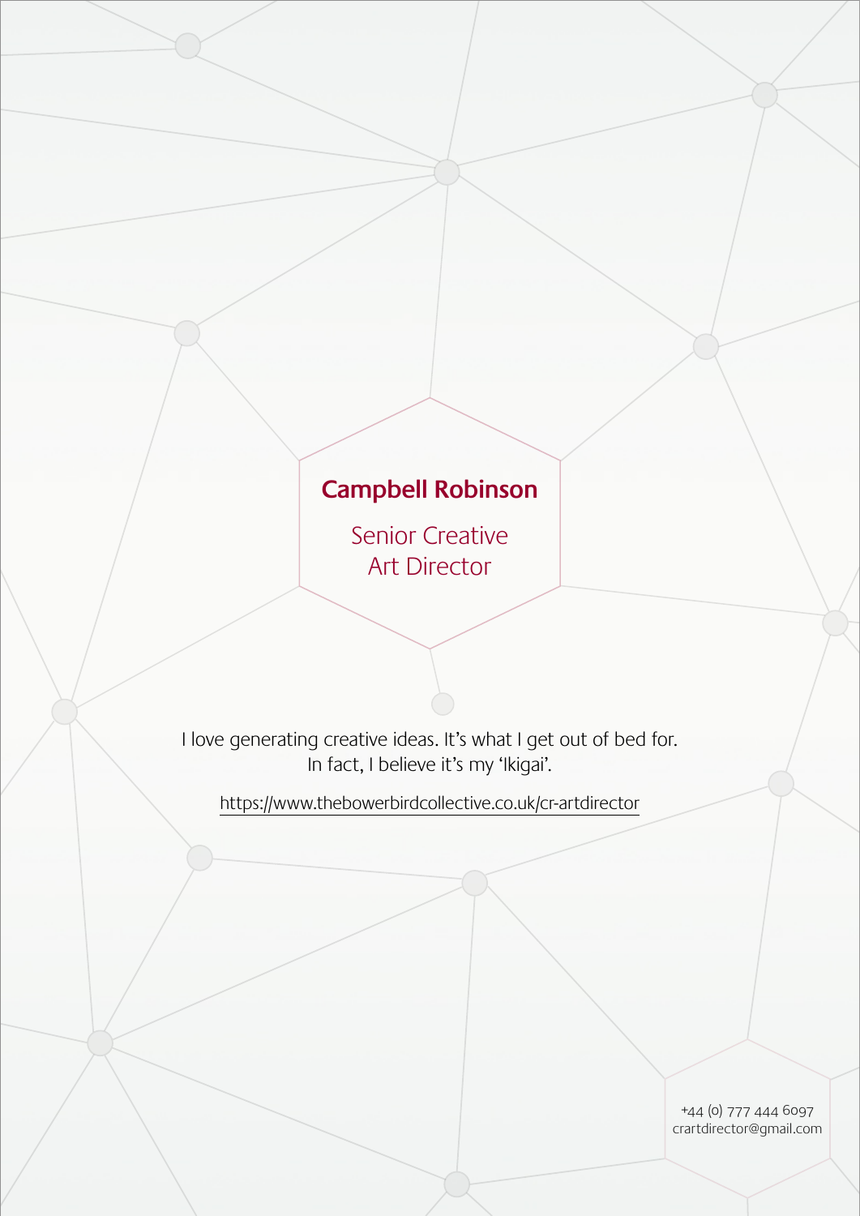# Campbell Robinson

## Senior Creative Art Director

I love generating creative ideas. It's what I get out of bed for.
In fact, I believe it's my 'Ikigai'.

https://www.thebowerbirdcollective.co.uk/cr-artdirector

+44 (0) 777 444 6097
crartdirector@gmail.com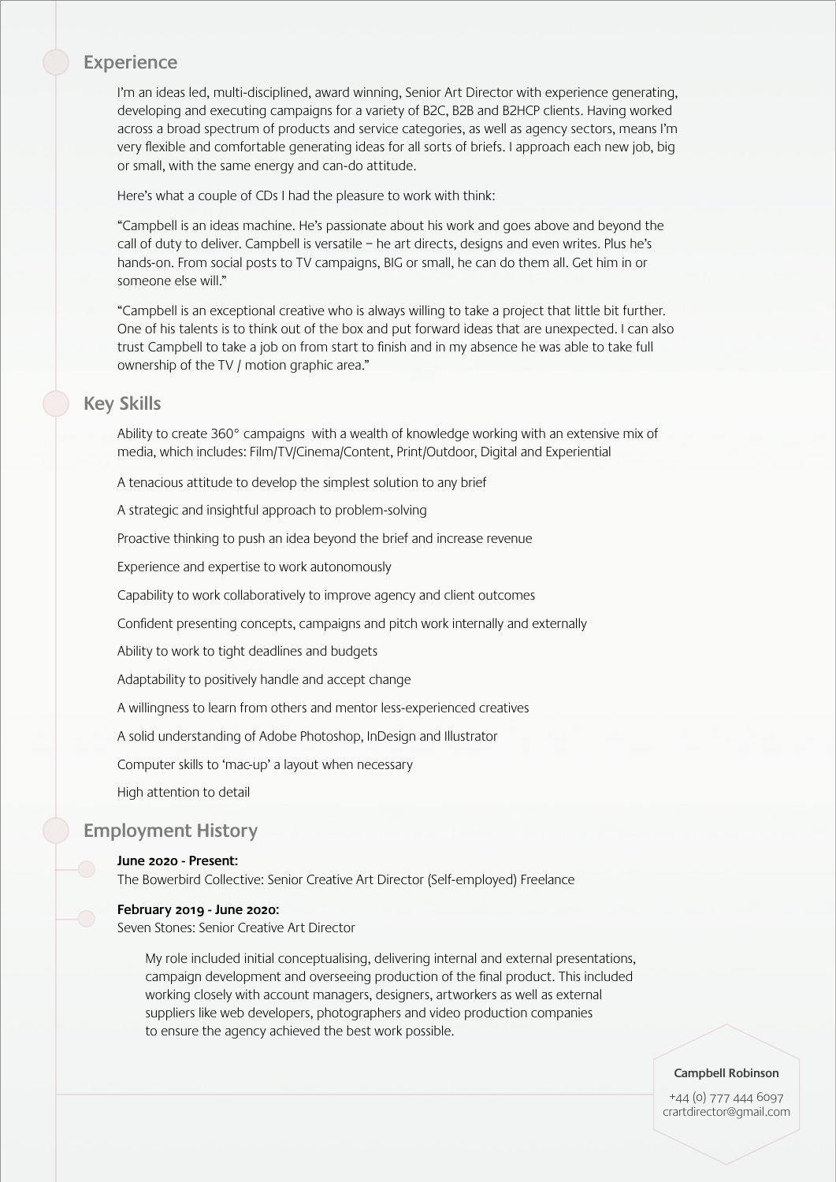## Experience

I'm an ideas led, multi-disciplined, award winning, Senior Art Director with experience generating, developing and executing campaigns for a variety of B2C, B2B and B2HCP clients. Having worked across a broad spectrum of products and service categories, as well as agency sectors, means I'm very flexible and comfortable generating ideas for all sorts of briefs. I approach each new job, big or small, with the same energy and can-do attitude.

Here's what a couple of CDs I had the pleasure to work with think:

"Campbell is an ideas machine. He's passionate about his work and goes above and beyond the call of duty to deliver. Campbell is versatile – he art directs, designs and even writes. Plus he's hands-on. From social posts to TV campaigns, BIG or small, he can do them all. Get him in or someone else will."

"Campbell is an exceptional creative who is always willing to take a project that little bit further. One of his talents is to think out of the box and put forward ideas that are unexpected. I can also trust Campbell to take a job on from start to finish and in my absence he was able to take full ownership of the TV / motion graphic area."

## Key Skills

Ability to create 360° campaigns with a wealth of knowledge working with an extensive mix of media, which includes: Film/TV/Cinema/Content, Print/Outdoor, Digital and Experiential

A tenacious attitude to develop the simplest solution to any brief

A strategic and insightful approach to problem-solving

Proactive thinking to push an idea beyond the brief and increase revenue

Experience and expertise to work autonomously

Capability to work collaboratively to improve agency and client outcomes

Confident presenting concepts, campaigns and pitch work internally and externally

Ability to work to tight deadlines and budgets

Adaptability to positively handle and accept change

A willingness to learn from others and mentor less-experienced creatives

A solid understanding of Adobe Photoshop, InDesign and Illustrator

Computer skills to 'mac-up' a layout when necessary

High attention to detail

## Employment History

**June 2020 - Present:**
The Bowerbird Collective: Senior Creative Art Director (Self-employed) Freelance

**February 2019 - June 2020:**
Seven Stones: Senior Creative Art Director

My role included initial conceptualising, delivering internal and external presentations, campaign development and overseeing production of the final product. This included working closely with account managers, designers, artworkers as well as external suppliers like web developers, photographers and video production companies to ensure the agency achieved the best work possible.

Campbell Robinson

+44 (0) 777 444 6097
crartdirector@gmail.com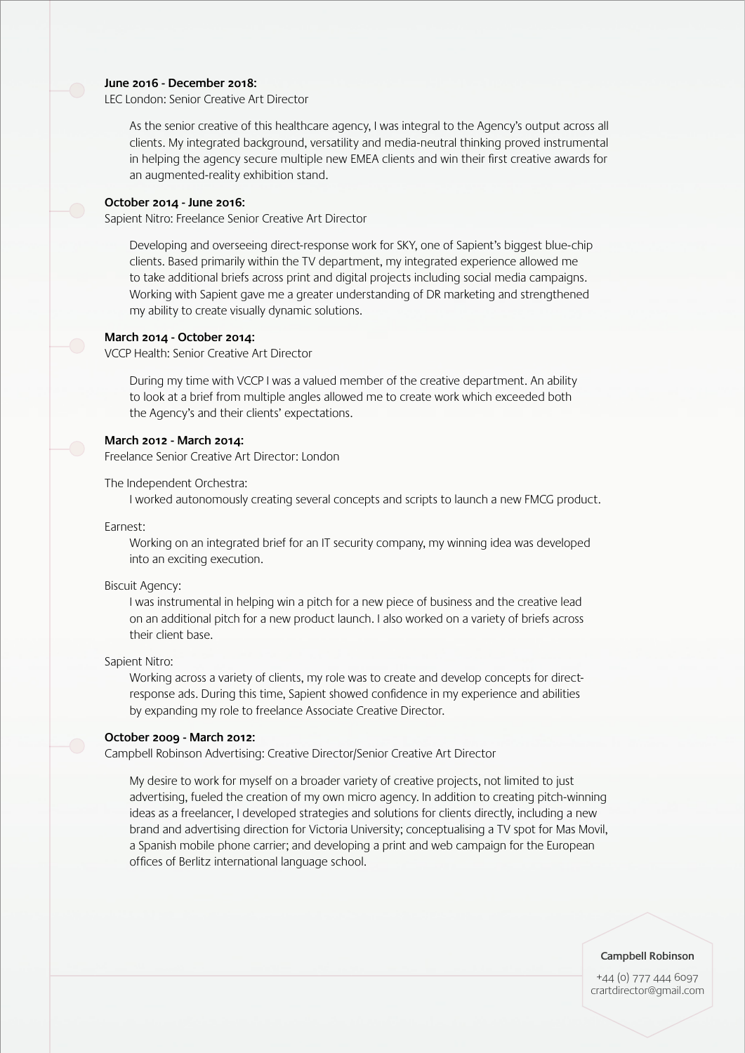**June 2016 - December 2018:**
LEC London: Senior Creative Art Director

As the senior creative of this healthcare agency, I was integral to the Agency's output across all clients. My integrated background, versatility and media-neutral thinking proved instrumental in helping the agency secure multiple new EMEA clients and win their first creative awards for an augmented-reality exhibition stand.

**October 2014 - June 2016:**
Sapient Nitro: Freelance Senior Creative Art Director

Developing and overseeing direct-response work for SKY, one of Sapient's biggest blue-chip clients. Based primarily within the TV department, my integrated experience allowed me to take additional briefs across print and digital projects including social media campaigns. Working with Sapient gave me a greater understanding of DR marketing and strengthened my ability to create visually dynamic solutions.

**March 2014 - October 2014:**
VCCP Health: Senior Creative Art Director

During my time with VCCP I was a valued member of the creative department. An ability to look at a brief from multiple angles allowed me to create work which exceeded both the Agency's and their clients' expectations.

**March 2012 - March 2014:**
Freelance Senior Creative Art Director: London

The Independent Orchestra:
I worked autonomously creating several concepts and scripts to launch a new FMCG product.

Earnest:
Working on an integrated brief for an IT security company, my winning idea was developed into an exciting execution.

Biscuit Agency:
I was instrumental in helping win a pitch for a new piece of business and the creative lead on an additional pitch for a new product launch. I also worked on a variety of briefs across their client base.

Sapient Nitro:
Working across a variety of clients, my role was to create and develop concepts for direct-response ads. During this time, Sapient showed confidence in my experience and abilities by expanding my role to freelance Associate Creative Director.

**October 2009 - March 2012:**
Campbell Robinson Advertising: Creative Director/Senior Creative Art Director

My desire to work for myself on a broader variety of creative projects, not limited to just advertising, fueled the creation of my own micro agency. In addition to creating pitch-winning ideas as a freelancer, I developed strategies and solutions for clients directly, including a new brand and advertising direction for Victoria University; conceptualising a TV spot for Mas Movil, a Spanish mobile phone carrier; and developing a print and web campaign for the European offices of Berlitz international language school.

**Campbell Robinson**

+44 (0) 777 444 6097
crartdirector@gmail.com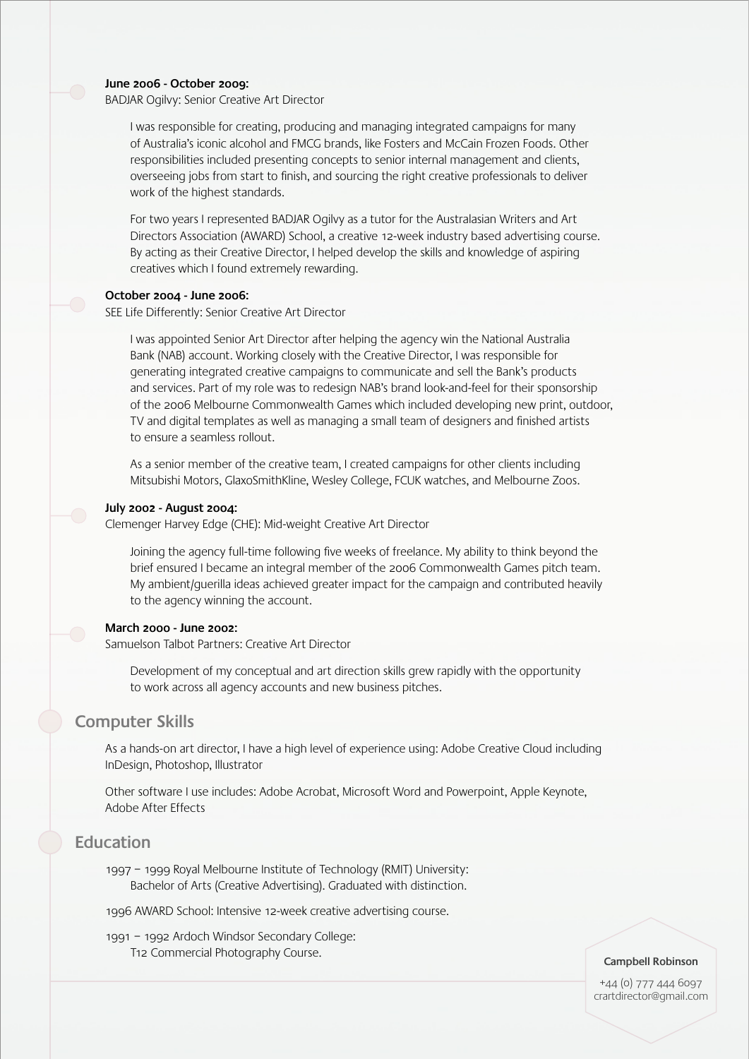**June 2006 - October 2009:**
BADJAR Ogilvy: Senior Creative Art Director

I was responsible for creating, producing and managing integrated campaigns for many of Australia's iconic alcohol and FMCG brands, like Fosters and McCain Frozen Foods. Other responsibilities included presenting concepts to senior internal management and clients, overseeing jobs from start to finish, and sourcing the right creative professionals to deliver work of the highest standards.

For two years I represented BADJAR Ogilvy as a tutor for the Australasian Writers and Art Directors Association (AWARD) School, a creative 12-week industry based advertising course. By acting as their Creative Director, I helped develop the skills and knowledge of aspiring creatives which I found extremely rewarding.

**October 2004 - June 2006:**
SEE Life Differently: Senior Creative Art Director

I was appointed Senior Art Director after helping the agency win the National Australia Bank (NAB) account. Working closely with the Creative Director, I was responsible for generating integrated creative campaigns to communicate and sell the Bank's products and services. Part of my role was to redesign NAB's brand look-and-feel for their sponsorship of the 2006 Melbourne Commonwealth Games which included developing new print, outdoor, TV and digital templates as well as managing a small team of designers and finished artists to ensure a seamless rollout.

As a senior member of the creative team, I created campaigns for other clients including Mitsubishi Motors, GlaxoSmithKline, Wesley College, FCUK watches, and Melbourne Zoos.

**July 2002 - August 2004:**
Clemenger Harvey Edge (CHE): Mid-weight Creative Art Director

Joining the agency full-time following five weeks of freelance. My ability to think beyond the brief ensured I became an integral member of the 2006 Commonwealth Games pitch team. My ambient/guerilla ideas achieved greater impact for the campaign and contributed heavily to the agency winning the account.

**March 2000 - June 2002:**
Samuelson Talbot Partners: Creative Art Director

Development of my conceptual and art direction skills grew rapidly with the opportunity to work across all agency accounts and new business pitches.

## Computer Skills

As a hands-on art director, I have a high level of experience using: Adobe Creative Cloud including InDesign, Photoshop, Illustrator

Other software I use includes: Adobe Acrobat, Microsoft Word and Powerpoint, Apple Keynote, Adobe After Effects

## Education

1997 – 1999 Royal Melbourne Institute of Technology (RMIT) University:
Bachelor of Arts (Creative Advertising). Graduated with distinction.

1996 AWARD School: Intensive 12-week creative advertising course.

1991 – 1992 Ardoch Windsor Secondary College:
T12 Commercial Photography Course.

Campbell Robinson

+44 (0) 777 444 6097
crartdirector@gmail.com